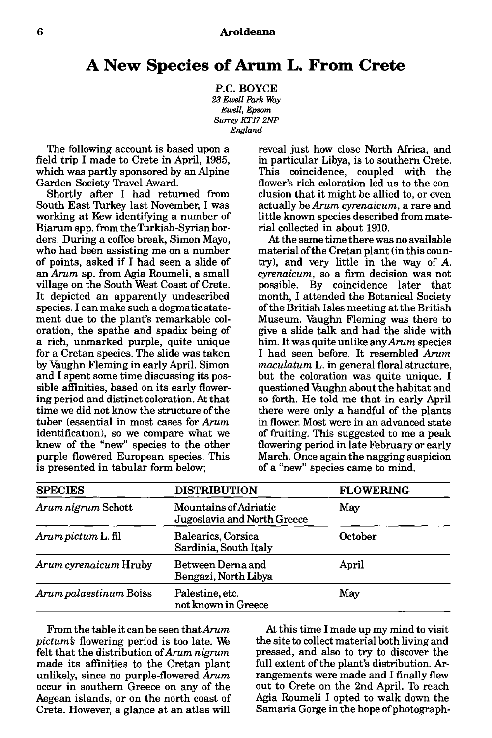# A New Species of *Arum* L. From Crete

P.C. BOYCE
*23 Ewell Park Way*
*Ewell, Epsom*
*Surrey KT17 2NP*
*England*

The following account is based upon a field trip I made to Crete in April, 1985, which was partly sponsored by an Alpine Garden Society Travel Award.

Shortly after I had returned from South East Turkey last November, I was working at Kew identifying a number of Biarum spp. from the Turkish-Syrian borders. During a coffee break, Simon Mayo, who had been assisting me on a number of points, asked if I had seen a slide of an *Arum* sp. from Agia Roumeli, a small village on the South West Coast of Crete. It depicted an apparently undescribed species. I can make such a dogmatic statement due to the plant's remarkable coloration, the spathe and spadix being of a rich, unmarked purple, quite unique for a Cretan species. The slide was taken by Vaughn Fleming in early April. Simon and I spent some time discussing its possible affinities, based on its early flowering period and distinct coloration. At that time we did not know the structure of the tuber (essential in most cases for *Arum* identification), so we compare what we knew of the "new" species to the other purple flowered European species. This is presented in tabular form below;

reveal just how close North Africa, and in particular Libya, is to southern Crete. This coincidence, coupled with the flower's rich coloration led us to the conclusion that it might be allied to, or even actually be *Arum cyrenaicum*, a rare and little known species described from material collected in about 1910.

At the same time there was no available material of the Cretan plant (in this country), and very little in the way of *A. cyrenaicum*, so a firm decision was not possible. By coincidence later that month, I attended the Botanical Society of the British Isles meeting at the British Museum. Vaughn Fleming was there to give a slide talk and had the slide with him. It was quite unlike any *Arum* species I had seen before. It resembled *Arum maculatum* L. in general floral structure, but the coloration was quite unique. I questioned Vaughn about the habitat and so forth. He told me that in early April there were only a handful of the plants in flower. Most were in an advanced state of fruiting. This suggested to me a peak flowering period in late February or early March. Once again the nagging suspicion of a "new" species came to mind.

| SPECIES | DISTRIBUTION | FLOWERING |
|---|---|---|
| *Arum nigrum* Schott | Mountains of Adriatic Jugoslavia and North Greece | May |
| *Arum pictum* L. fil | Balearics, Corsica Sardinia, South Italy | October |
| *Arum cyrenaicum* Hruby | Between Derna and Bengazi, North Libya | April |
| *Arum palaestinum* Boiss | Palestine, etc. not known in Greece | May |

From the table it can be seen that *Arum pictum's* flowering period is too late. We felt that the distribution of *Arum nigrum* made its affinities to the Cretan plant unlikely, since no purple-flowered *Arum* occur in southern Greece on any of the Aegean islands, or on the north coast of Crete. However, a glance at an atlas will

At this time I made up my mind to visit the site to collect material both living and pressed, and also to try to discover the full extent of the plant's distribution. Arrangements were made and I finally flew out to Crete on the 2nd April. To reach Agia Roumeli I opted to walk down the Samaria Gorge in the hope of photograph-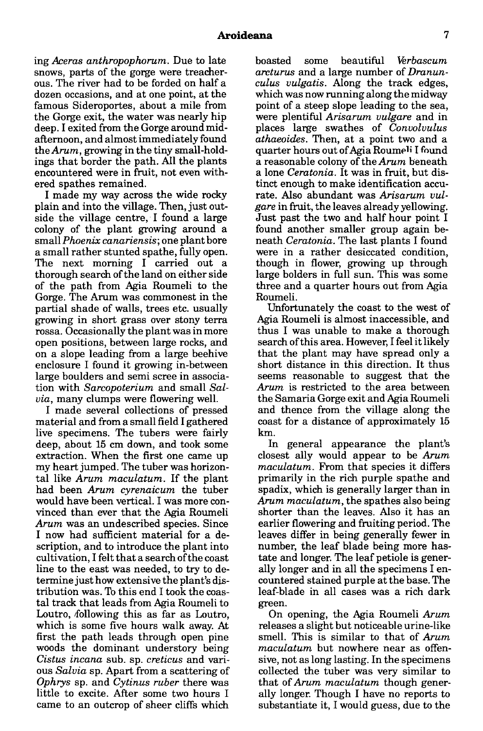ing *Aceras anthropophorum*. Due to late snows, parts of the gorge were treacherous. The river had to be forded on half a dozen occasions, and at one point, at the famous Sideroportes, about a mile from the Gorge exit, the water was nearly hip deep. I exited from the Gorge around mid-afternoon, and almost immediately found the *Arum*, growing in the tiny small-holdings that border the path. All the plants encountered were in fruit, not even withered spathes remained.

I made my way across the wide rocky plain and into the village. Then, just outside the village centre, I found a large colony of the plant growing around a small *Phoenix canariensis*; one plant bore a small rather stunted spathe, fully open. The next morning I carried out a thorough search of the land on either side of the path from Agia Roumeli to the Gorge. The Arum was commonest in the partial shade of walls, trees etc. usually growing in short grass over stony terra rossa. Occasionally the plant was in more open positions, between large rocks, and on a slope leading from a large beehive enclosure I found it growing in-between large boulders and semi scree in association with *Sarcopoterium* and small *Salvia*, many clumps were flowering well.

I made several collections of pressed material and from a small field I gathered live specimens. The tubers were fairly deep, about 15 cm down, and took some extraction. When the first one came up my heart jumped. The tuber was horizontal like *Arum maculatum*. If the plant had been *Arum cyrenaicum* the tuber would have been vertical. I was more convinced than ever that the Agia Roumeli *Arum* was an undescribed species. Since I now had sufficient material for a description, and to introduce the plant into cultivation, I felt that a search of the coast line to the east was needed, to try to determine just how extensive the plant's distribution was. To this end I took the coastal track that leads from Agia Roumeli to Loutro, following this as far as Loutro, which is some five hours walk away. At first the path leads through open pine woods the dominant understory being *Cistus incana* sub. sp. *creticus* and various *Salvia* sp. Apart from a scattering of *Ophrys* sp. and *Cytinus ruber* there was little to excite. After some two hours I came to an outcrop of sheer cliffs which boasted some beautiful *Verbascum arcturus* and a large number of *Dranunculus vulgatis*. Along the track edges, which was now running along the midway point of a steep slope leading to the sea, were plentiful *Arisarum vulgare* and in places large swathes of *Convolvulus athaeoides*. Then, at a point two and a quarter hours out of Agia Roumeli I found a reasonable colony of the *Arum* beneath a lone *Ceratonia*. It was in fruit, but distinct enough to make identification accurate. Also abundant was *Arisarum vulgare* in fruit, the leaves already yellowing. Just past the two and half hour point I found another smaller group again beneath *Ceratonia*. The last plants I found were in a rather desiccated condition, though in flower, growing up through large bolders in full sun. This was some three and a quarter hours out from Agia Roumeli.

Unfortunately the coast to the west of Agia Roumeli is almost inaccessible, and thus I was unable to make a thorough search of this area. However, I feel it likely that the plant may have spread only a short distance in this direction. It thus seems reasonable to suggest that the *Arum* is restricted to the area between the Samaria Gorge exit and Agia Roumeli and thence from the village along the coast for a distance of approximately 15 km.

In general appearance the plant's closest ally would appear to be *Arum maculatum*. From that species it differs primarily in the rich purple spathe and spadix, which is generally larger than in *Arum maculatum*, the spathes also being shorter than the leaves. Also it has an earlier flowering and fruiting period. The leaves differ in being generally fewer in number, the leaf blade being more hastate and longer. The leaf petiole is generally longer and in all the specimens I encountered stained purple at the base. The leaf-blade in all cases was a rich dark green.

On opening, the Agia Roumeli *Arum* releases a slight but noticeable urine-like smell. This is similar to that of *Arum maculatum* but nowhere near as offensive, not as long lasting. In the specimens collected the tuber was very similar to that of *Arum maculatum* though generally longer. Though I have no reports to substantiate it, I would guess, due to the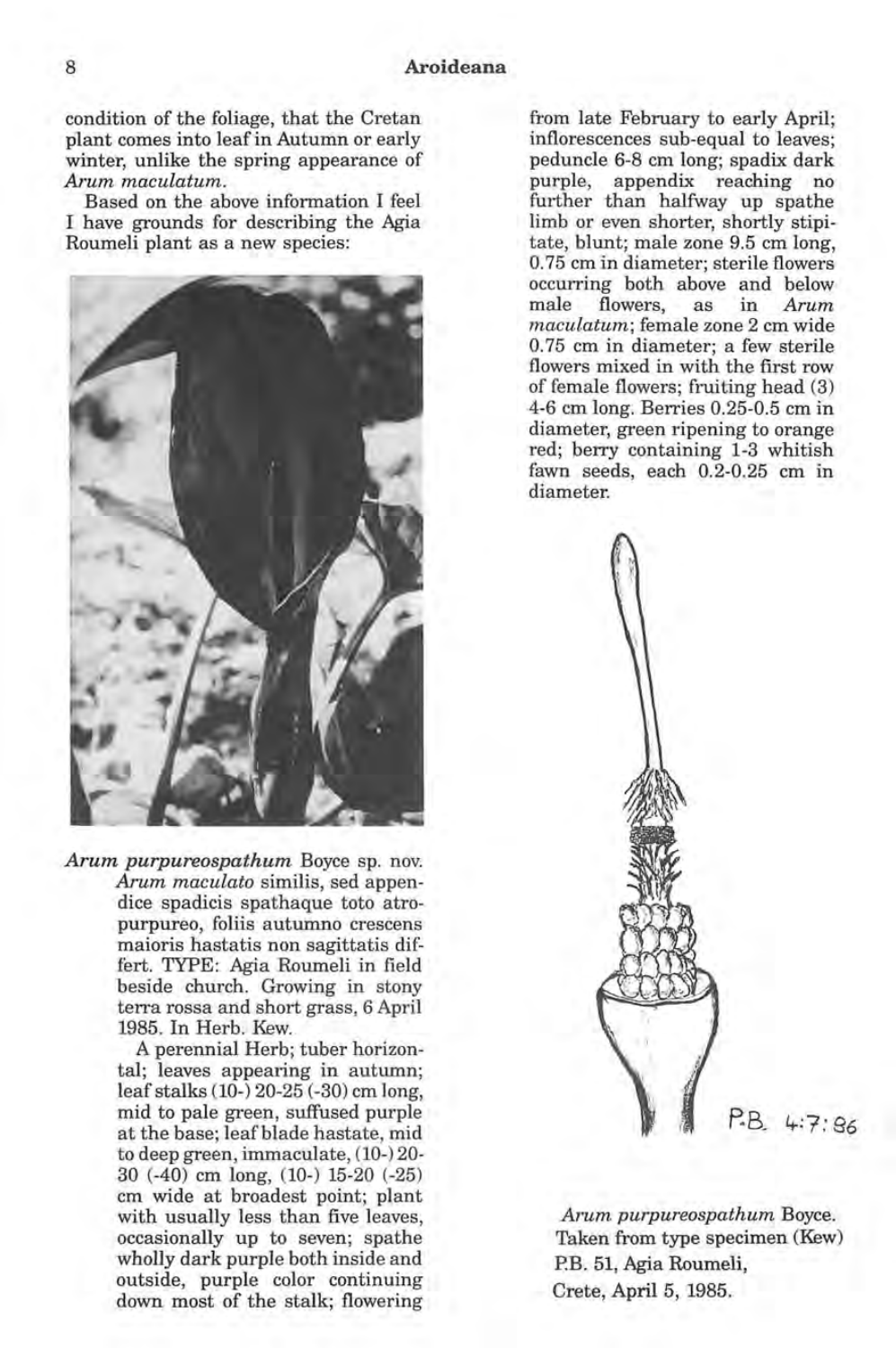condition of the foliage, that the Cretan plant comes into leaf in Autumn or early winter, unlike the spring appearance of *Arum maculatum*.

Based on the above information I feel I have grounds for describing the Agia Roumeli plant as a new species:

*Arum purpureospathum* Boyce sp. nov. *Arum maculato* similis, sed appendice spadicis spathaque toto atropurpureo, foliis autumno crescens maioris hastatis non sagittatis differt. TYPE: Agia Roumeli in field beside church. Growing in stony terra rossa and short grass, 6 April 1985. In Herb. Kew.

A perennial Herb; tuber horizontal; leaves appearing in autumn; leaf stalks (10-) 20-25 (-30) cm long, mid to pale green, suffused purple at the base; leaf blade hastate, mid to deep green, immaculate, (10-) 20-30 (-40) cm long, (10-) 15-20 (-25) cm wide at broadest point; plant with usually less than five leaves, occasionally up to seven; spathe wholly dark purple both inside and outside, purple color continuing down most of the stalk; flowering from late February to early April; inflorescences sub-equal to leaves; peduncle 6-8 cm long; spadix dark purple, appendix reaching no further than halfway up spathe limb or even shorter, shortly stipitate, blunt; male zone 9.5 cm long, 0.75 cm in diameter; sterile flowers occurring both above and below male flowers, as in *Arum maculatum*; female zone 2 cm wide 0.75 cm in diameter; a few sterile flowers mixed in with the first row of female flowers; fruiting head (3) 4-6 cm long. Berries 0.25-0.5 cm in diameter, green ripening to orange red; berry containing 1-3 whitish fawn seeds, each 0.2-0.25 cm in diameter.

P.B. 4:7:86

*Arum purpureospathum* Boyce. Taken from type specimen (Kew) P.B. 51, Agia Roumeli, Crete, April 5, 1985.